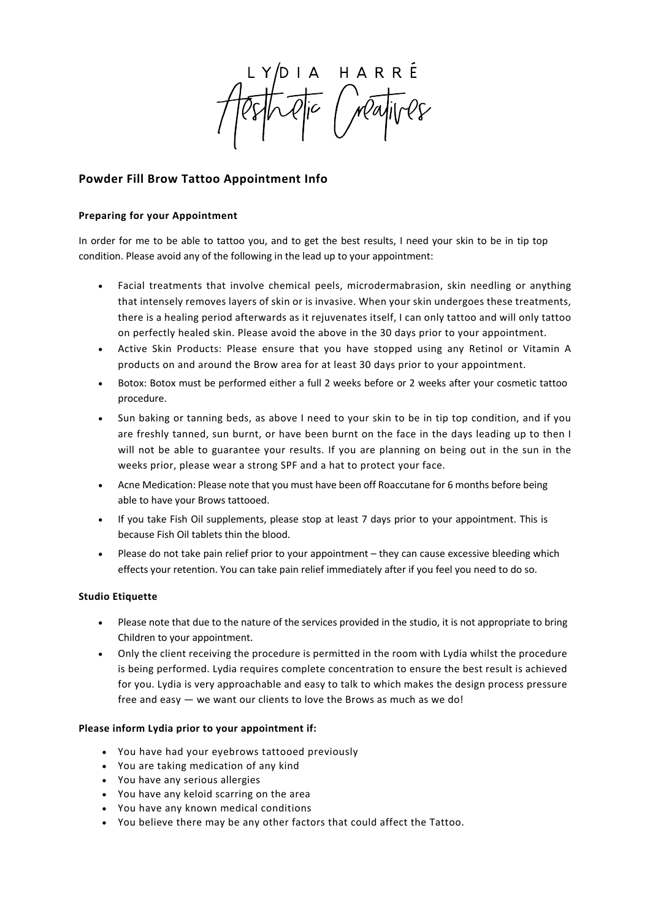LYDIA HARRÉ

Aesthetic Creatives

## Powder Fill Brow Tattoo Appointment Info

**Preparing for your Appointment**

In order for me to be able to tattoo you, and to get the best results, I need your skin to be in tip top condition. Please avoid any of the following in the lead up to your appointment:

- Facial treatments that involve chemical peels, microdermabrasion, skin needling or anything that intensely removes layers of skin or is invasive. When your skin undergoes these treatments, there is a healing period afterwards as it rejuvenates itself, I can only tattoo and will only tattoo on perfectly healed skin. Please avoid the above in the 30 days prior to your appointment.
- Active Skin Products: Please ensure that you have stopped using any Retinol or Vitamin A products on and around the Brow area for at least 30 days prior to your appointment.
- Botox: Botox must be performed either a full 2 weeks before or 2 weeks after your cosmetic tattoo procedure.
- Sun baking or tanning beds, as above I need to your skin to be in tip top condition, and if you are freshly tanned, sun burnt, or have been burnt on the face in the days leading up to then I will not be able to guarantee your results. If you are planning on being out in the sun in the weeks prior, please wear a strong SPF and a hat to protect your face.
- Acne Medication: Please note that you must have been off Roaccutane for 6 months before being able to have your Brows tattooed.
- If you take Fish Oil supplements, please stop at least 7 days prior to your appointment. This is because Fish Oil tablets thin the blood.
- Please do not take pain relief prior to your appointment – they can cause excessive bleeding which effects your retention. You can take pain relief immediately after if you feel you need to do so.

**Studio Etiquette**

- Please note that due to the nature of the services provided in the studio, it is not appropriate to bring Children to your appointment.
- Only the client receiving the procedure is permitted in the room with Lydia whilst the procedure is being performed. Lydia requires complete concentration to ensure the best result is achieved for you. Lydia is very approachable and easy to talk to which makes the design process pressure free and easy — we want our clients to love the Brows as much as we do!

**Please inform Lydia prior to your appointment if:**

- You have had your eyebrows tattooed previously
- You are taking medication of any kind
- You have any serious allergies
- You have any keloid scarring on the area
- You have any known medical conditions
- You believe there may be any other factors that could affect the Tattoo.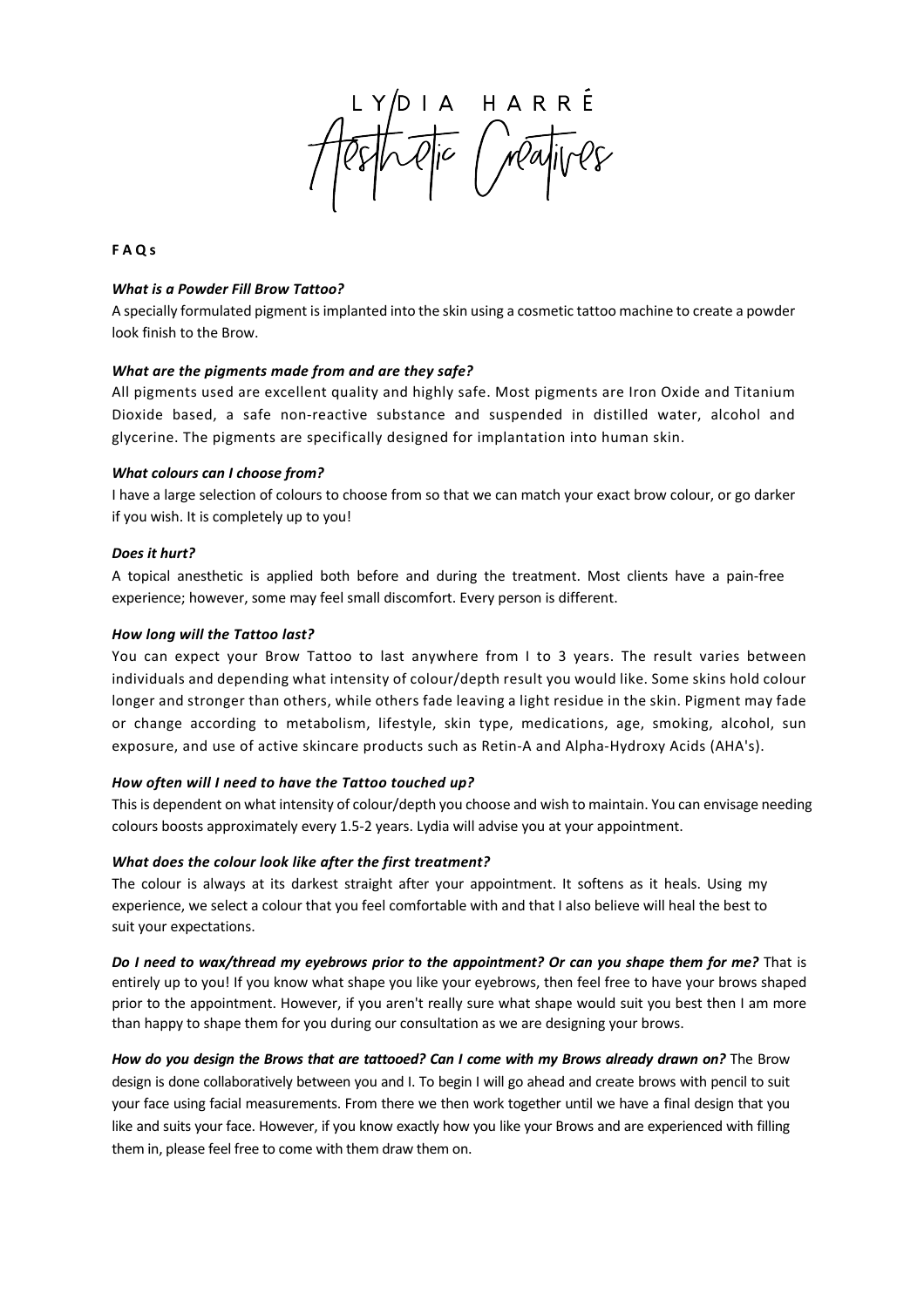LYDIA HARRÉ
Aesthetic Creatives

**F A Q s**

***What is a Powder Fill Brow Tattoo?***

A specially formulated pigment is implanted into the skin using a cosmetic tattoo machine to create a powder look finish to the Brow.

***What are the pigments made from and are they safe?***

All pigments used are excellent quality and highly safe. Most pigments are Iron Oxide and Titanium Dioxide based, a safe non-reactive substance and suspended in distilled water, alcohol and glycerine. The pigments are specifically designed for implantation into human skin.

***What colours can I choose from?***

I have a large selection of colours to choose from so that we can match your exact brow colour, or go darker if you wish. It is completely up to you!

***Does it hurt?***

A topical anesthetic is applied both before and during the treatment. Most clients have a pain-free experience; however, some may feel small discomfort. Every person is different.

***How long will the Tattoo last?***

You can expect your Brow Tattoo to last anywhere from I to 3 years. The result varies between individuals and depending what intensity of colour/depth result you would like. Some skins hold colour longer and stronger than others, while others fade leaving a light residue in the skin. Pigment may fade or change according to metabolism, lifestyle, skin type, medications, age, smoking, alcohol, sun exposure, and use of active skincare products such as Retin-A and Alpha-Hydroxy Acids (AHA's).

***How often will I need to have the Tattoo touched up?***

This is dependent on what intensity of colour/depth you choose and wish to maintain. You can envisage needing colours boosts approximately every 1.5-2 years. Lydia will advise you at your appointment.

***What does the colour look like after the first treatment?***

The colour is always at its darkest straight after your appointment. It softens as it heals. Using my experience, we select a colour that you feel comfortable with and that I also believe will heal the best to suit your expectations.

***Do I need to wax/thread my eyebrows prior to the appointment? Or can you shape them for me?*** That is entirely up to you! If you know what shape you like your eyebrows, then feel free to have your brows shaped prior to the appointment. However, if you aren't really sure what shape would suit you best then I am more than happy to shape them for you during our consultation as we are designing your brows.

***How do you design the Brows that are tattooed? Can I come with my Brows already drawn on?*** The Brow design is done collaboratively between you and I. To begin I will go ahead and create brows with pencil to suit your face using facial measurements. From there we then work together until we have a final design that you like and suits your face. However, if you know exactly how you like your Brows and are experienced with filling them in, please feel free to come with them draw them on.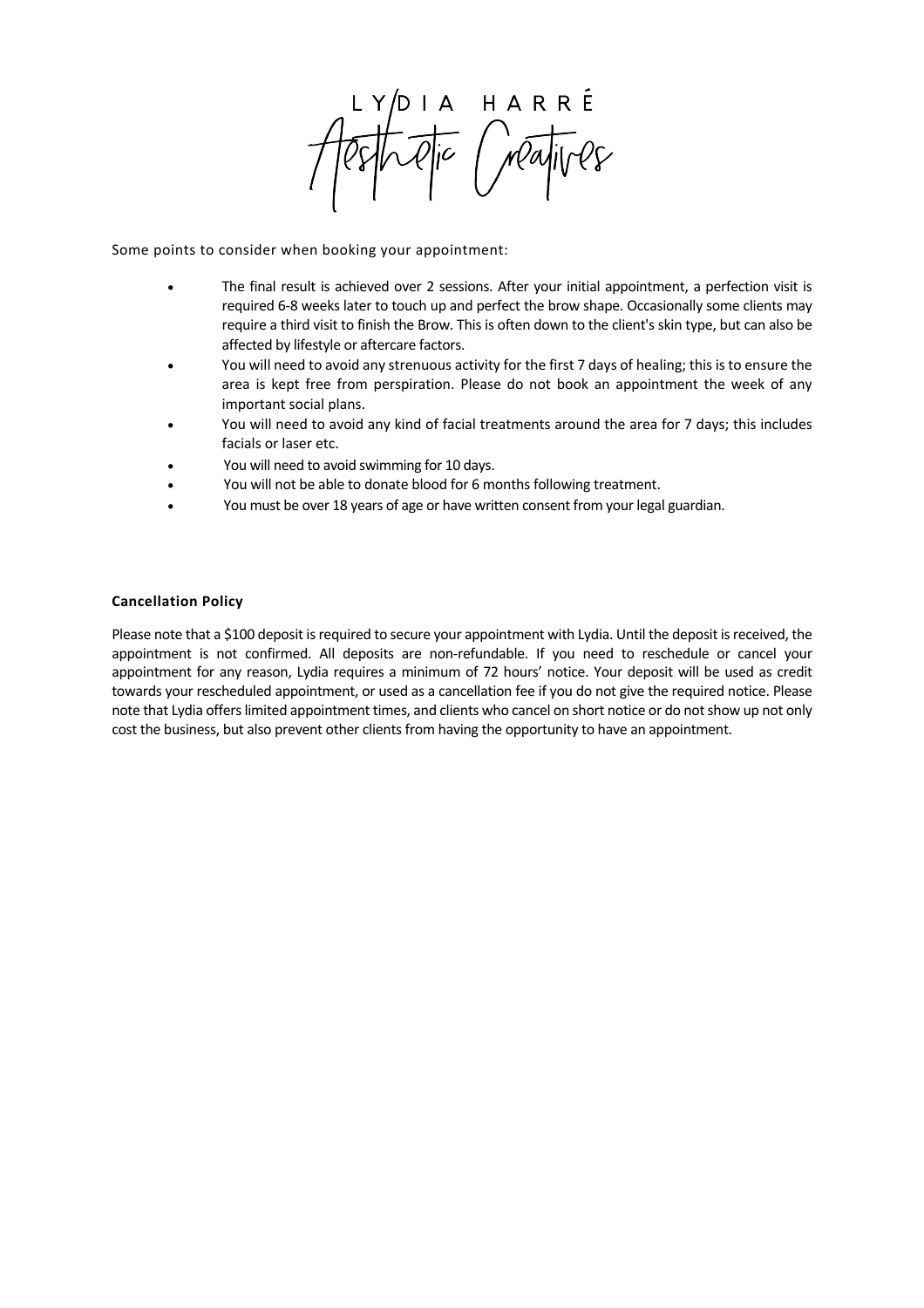LYDIA HARRÉ

Aesthetic Creatives

Some points to consider when booking your appointment:

- The final result is achieved over 2 sessions. After your initial appointment, a perfection visit is required 6-8 weeks later to touch up and perfect the brow shape. Occasionally some clients may require a third visit to finish the Brow. This is often down to the client's skin type, but can also be affected by lifestyle or aftercare factors.
- You will need to avoid any strenuous activity for the first 7 days of healing; this is to ensure the area is kept free from perspiration. Please do not book an appointment the week of any important social plans.
- You will need to avoid any kind of facial treatments around the area for 7 days; this includes facials or laser etc.
- You will need to avoid swimming for 10 days.
- You will not be able to donate blood for 6 months following treatment.
- You must be over 18 years of age or have written consent from your legal guardian.

**Cancellation Policy**

Please note that a $100 deposit is required to secure your appointment with Lydia. Until the deposit is received, the appointment is not confirmed. All deposits are non-refundable. If you need to reschedule or cancel your appointment for any reason, Lydia requires a minimum of 72 hours' notice. Your deposit will be used as credit towards your rescheduled appointment, or used as a cancellation fee if you do not give the required notice. Please note that Lydia offers limited appointment times, and clients who cancel on short notice or do not show up not only cost the business, but also prevent other clients from having the opportunity to have an appointment.